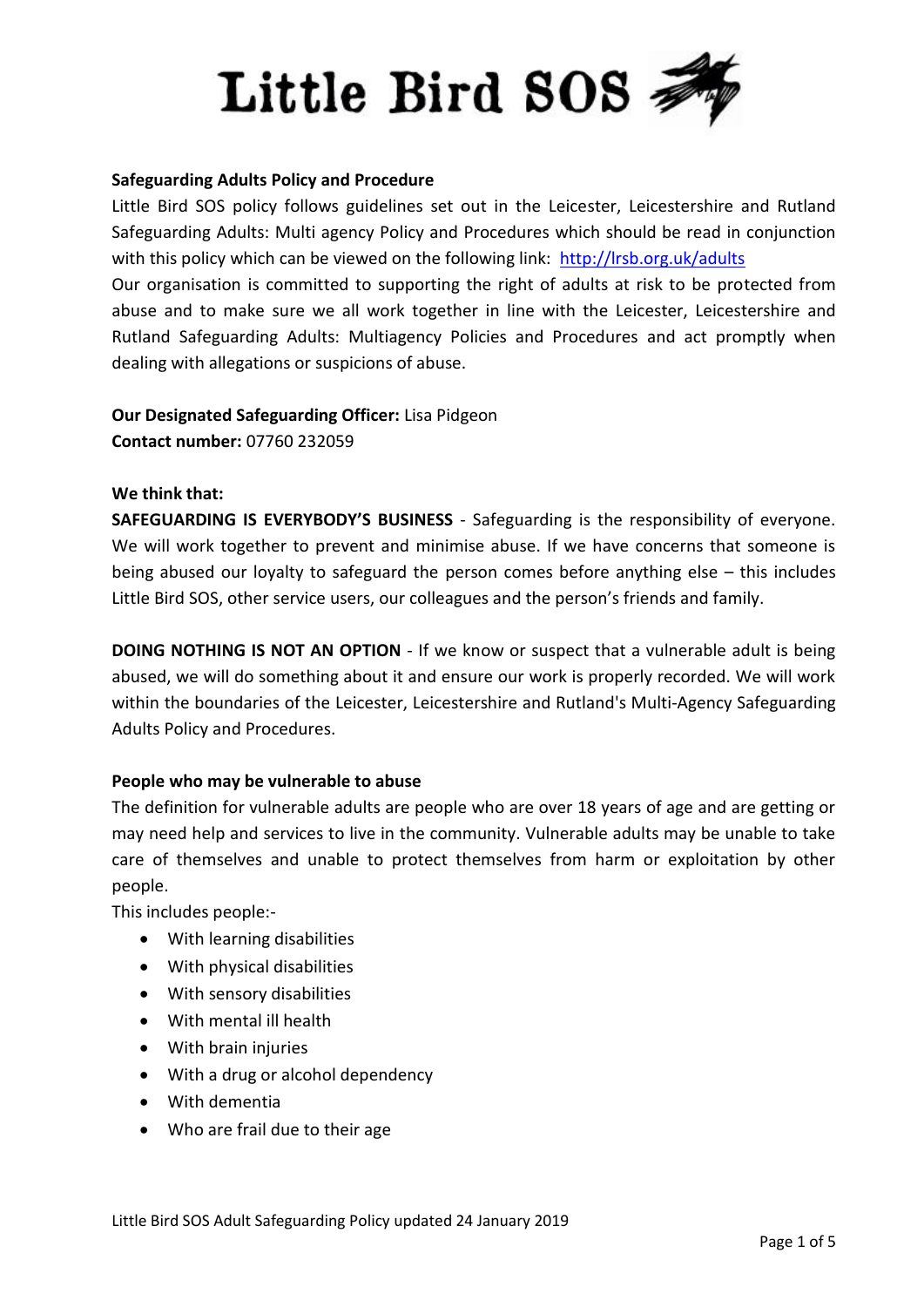# Little Bird SOS

**Safeguarding Adults Policy and Procedure**

Little Bird SOS policy follows guidelines set out in the Leicester, Leicestershire and Rutland Safeguarding Adults: Multi agency Policy and Procedures which should be read in conjunction with this policy which can be viewed on the following link: [http://lrsb.org.uk/adults](http://lrsb.org.uk/adults)

Our organisation is committed to supporting the right of adults at risk to be protected from abuse and to make sure we all work together in line with the Leicester, Leicestershire and Rutland Safeguarding Adults: Multiagency Policies and Procedures and act promptly when dealing with allegations or suspicions of abuse.

**Our Designated Safeguarding Officer:** Lisa Pidgeon
**Contact number:** 07760 232059

**We think that:**

**SAFEGUARDING IS EVERYBODY'S BUSINESS** - Safeguarding is the responsibility of everyone. We will work together to prevent and minimise abuse. If we have concerns that someone is being abused our loyalty to safeguard the person comes before anything else – this includes Little Bird SOS, other service users, our colleagues and the person's friends and family.

**DOING NOTHING IS NOT AN OPTION** - If we know or suspect that a vulnerable adult is being abused, we will do something about it and ensure our work is properly recorded. We will work within the boundaries of the Leicester, Leicestershire and Rutland's Multi-Agency Safeguarding Adults Policy and Procedures.

**People who may be vulnerable to abuse**

The definition for vulnerable adults are people who are over 18 years of age and are getting or may need help and services to live in the community. Vulnerable adults may be unable to take care of themselves and unable to protect themselves from harm or exploitation by other people.

This includes people:-

- With learning disabilities
- With physical disabilities
- With sensory disabilities
- With mental ill health
- With brain injuries
- With a drug or alcohol dependency
- With dementia
- Who are frail due to their age

Little Bird SOS Adult Safeguarding Policy updated 24 January 2019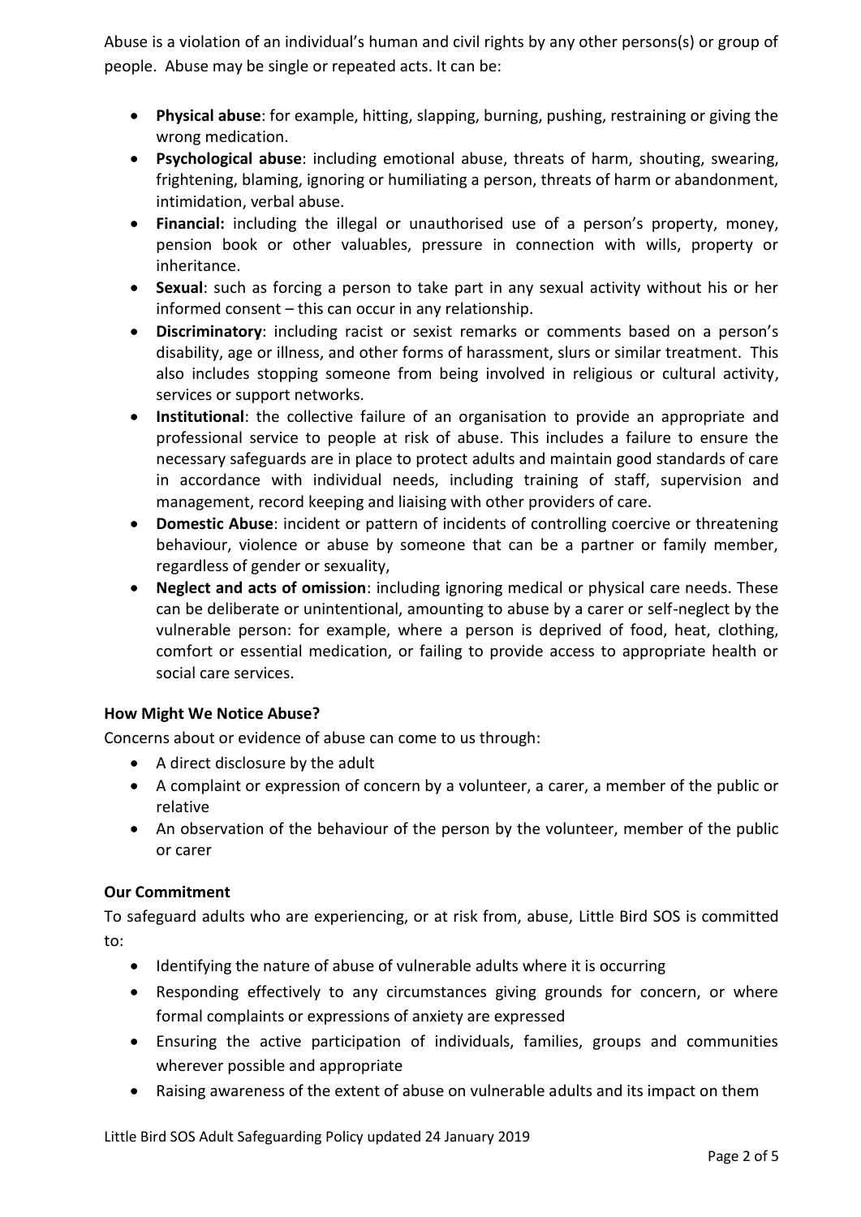Abuse is a violation of an individual's human and civil rights by any other persons(s) or group of people. Abuse may be single or repeated acts. It can be:

- **Physical abuse**: for example, hitting, slapping, burning, pushing, restraining or giving the wrong medication.
- **Psychological abuse**: including emotional abuse, threats of harm, shouting, swearing, frightening, blaming, ignoring or humiliating a person, threats of harm or abandonment, intimidation, verbal abuse.
- **Financial:** including the illegal or unauthorised use of a person's property, money, pension book or other valuables, pressure in connection with wills, property or inheritance.
- **Sexual**: such as forcing a person to take part in any sexual activity without his or her informed consent – this can occur in any relationship.
- **Discriminatory**: including racist or sexist remarks or comments based on a person's disability, age or illness, and other forms of harassment, slurs or similar treatment. This also includes stopping someone from being involved in religious or cultural activity, services or support networks.
- **Institutional**: the collective failure of an organisation to provide an appropriate and professional service to people at risk of abuse. This includes a failure to ensure the necessary safeguards are in place to protect adults and maintain good standards of care in accordance with individual needs, including training of staff, supervision and management, record keeping and liaising with other providers of care.
- **Domestic Abuse**: incident or pattern of incidents of controlling coercive or threatening behaviour, violence or abuse by someone that can be a partner or family member, regardless of gender or sexuality,
- **Neglect and acts of omission**: including ignoring medical or physical care needs. These can be deliberate or unintentional, amounting to abuse by a carer or self-neglect by the vulnerable person: for example, where a person is deprived of food, heat, clothing, comfort or essential medication, or failing to provide access to appropriate health or social care services.

**How Might We Notice Abuse?**

Concerns about or evidence of abuse can come to us through:

- A direct disclosure by the adult
- A complaint or expression of concern by a volunteer, a carer, a member of the public or relative
- An observation of the behaviour of the person by the volunteer, member of the public or carer

**Our Commitment**

To safeguard adults who are experiencing, or at risk from, abuse, Little Bird SOS is committed to:

- Identifying the nature of abuse of vulnerable adults where it is occurring
- Responding effectively to any circumstances giving grounds for concern, or where formal complaints or expressions of anxiety are expressed
- Ensuring the active participation of individuals, families, groups and communities wherever possible and appropriate
- Raising awareness of the extent of abuse on vulnerable adults and its impact on them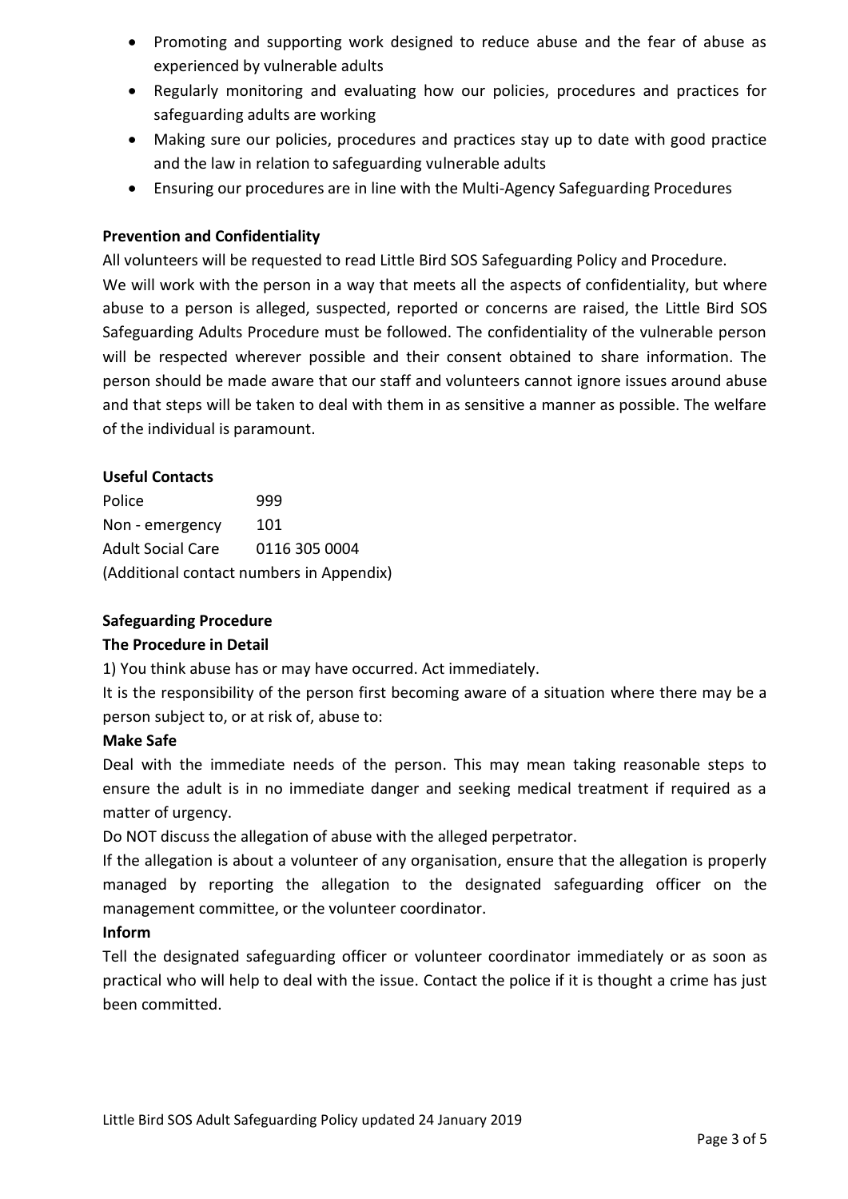- Promoting and supporting work designed to reduce abuse and the fear of abuse as experienced by vulnerable adults
- Regularly monitoring and evaluating how our policies, procedures and practices for safeguarding adults are working
- Making sure our policies, procedures and practices stay up to date with good practice and the law in relation to safeguarding vulnerable adults
- Ensuring our procedures are in line with the Multi-Agency Safeguarding Procedures

**Prevention and Confidentiality**

All volunteers will be requested to read Little Bird SOS Safeguarding Policy and Procedure.
We will work with the person in a way that meets all the aspects of confidentiality, but where abuse to a person is alleged, suspected, reported or concerns are raised, the Little Bird SOS Safeguarding Adults Procedure must be followed. The confidentiality of the vulnerable person will be respected wherever possible and their consent obtained to share information. The person should be made aware that our staff and volunteers cannot ignore issues around abuse and that steps will be taken to deal with them in as sensitive a manner as possible. The welfare of the individual is paramount.

**Useful Contacts**

| | |
|---|---|
| Police | 999 |
| Non - emergency | 101 |
| Adult Social Care | 0116 305 0004 |

(Additional contact numbers in Appendix)

**Safeguarding Procedure**

**The Procedure in Detail**

1) You think abuse has or may have occurred. Act immediately.

It is the responsibility of the person first becoming aware of a situation where there may be a person subject to, or at risk of, abuse to:

**Make Safe**

Deal with the immediate needs of the person. This may mean taking reasonable steps to ensure the adult is in no immediate danger and seeking medical treatment if required as a matter of urgency.

Do NOT discuss the allegation of abuse with the alleged perpetrator.

If the allegation is about a volunteer of any organisation, ensure that the allegation is properly managed by reporting the allegation to the designated safeguarding officer on the management committee, or the volunteer coordinator.

**Inform**

Tell the designated safeguarding officer or volunteer coordinator immediately or as soon as practical who will help to deal with the issue. Contact the police if it is thought a crime has just been committed.

Little Bird SOS Adult Safeguarding Policy updated 24 January 2019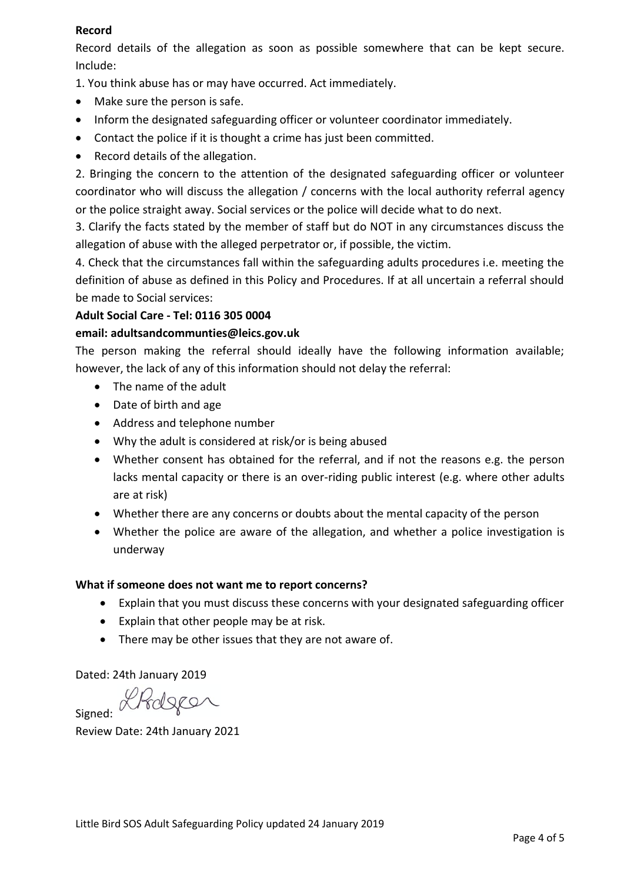**Record**

Record details of the allegation as soon as possible somewhere that can be kept secure. Include:

1. You think abuse has or may have occurred. Act immediately.

- Make sure the person is safe.
- Inform the designated safeguarding officer or volunteer coordinator immediately.
- Contact the police if it is thought a crime has just been committed.
- Record details of the allegation.

2. Bringing the concern to the attention of the designated safeguarding officer or volunteer coordinator who will discuss the allegation / concerns with the local authority referral agency or the police straight away. Social services or the police will decide what to do next.

3. Clarify the facts stated by the member of staff but do NOT in any circumstances discuss the allegation of abuse with the alleged perpetrator or, if possible, the victim.

4. Check that the circumstances fall within the safeguarding adults procedures i.e. meeting the definition of abuse as defined in this Policy and Procedures. If at all uncertain a referral should be made to Social services:

**Adult Social Care - Tel: 0116 305 0004**

**email: adultsandcommunties@leics.gov.uk**

The person making the referral should ideally have the following information available; however, the lack of any of this information should not delay the referral:

- The name of the adult
- Date of birth and age
- Address and telephone number
- Why the adult is considered at risk/or is being abused
- Whether consent has obtained for the referral, and if not the reasons e.g. the person lacks mental capacity or there is an over-riding public interest (e.g. where other adults are at risk)
- Whether there are any concerns or doubts about the mental capacity of the person
- Whether the police are aware of the allegation, and whether a police investigation is underway

**What if someone does not want me to report concerns?**

- Explain that you must discuss these concerns with your designated safeguarding officer
- Explain that other people may be at risk.
- There may be other issues that they are not aware of.

Dated: 24th January 2019

Signed: LRodgers

Review Date: 24th January 2021

Little Bird SOS Adult Safeguarding Policy updated 24 January 2019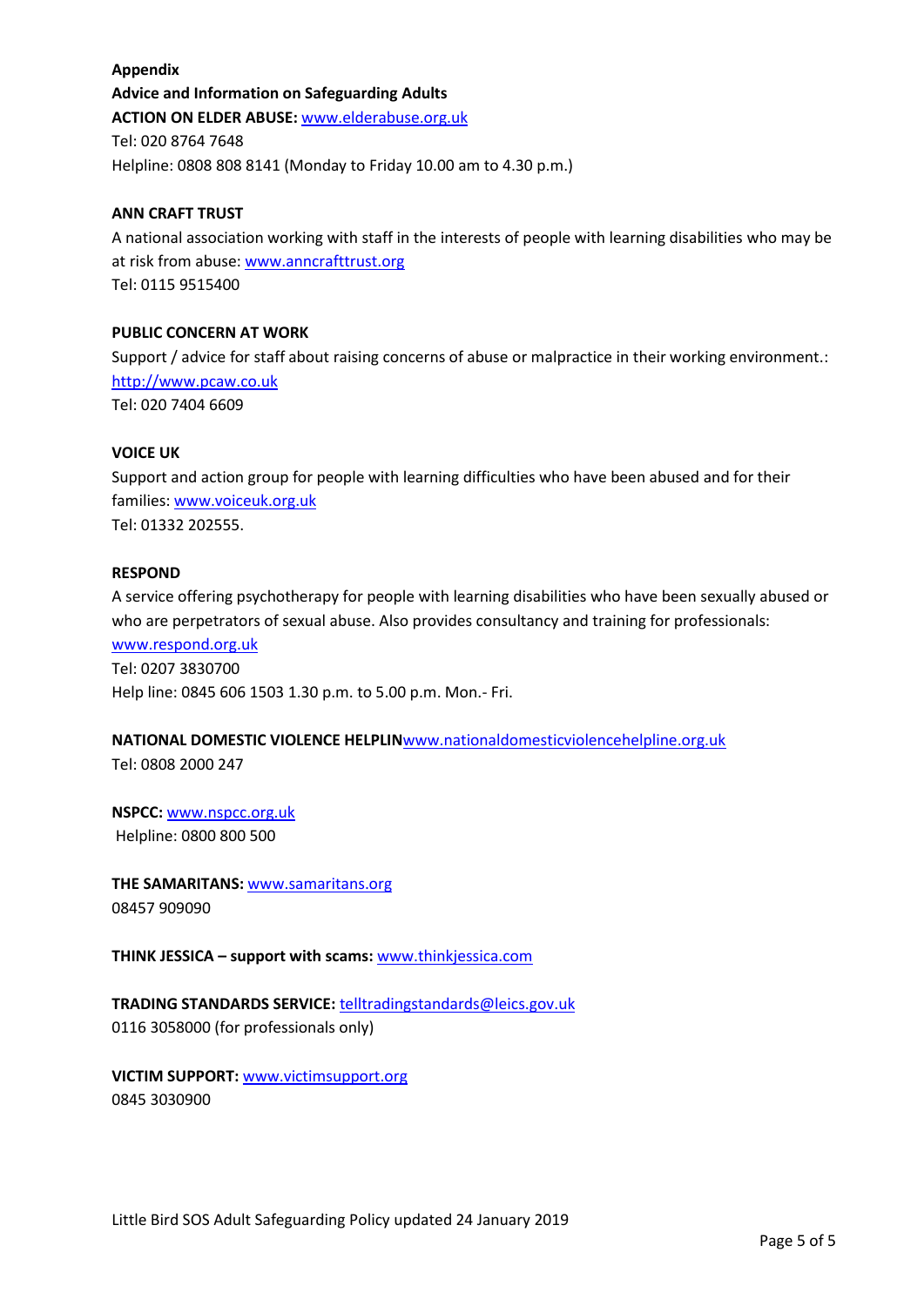**Appendix**

**Advice and Information on Safeguarding Adults**

**ACTION ON ELDER ABUSE:** www.elderabuse.org.uk
Tel: 020 8764 7648
Helpline: 0808 808 8141 (Monday to Friday 10.00 am to 4.30 p.m.)

**ANN CRAFT TRUST**

A national association working with staff in the interests of people with learning disabilities who may be at risk from abuse: www.anncrafttrust.org
Tel: 0115 9515400

**PUBLIC CONCERN AT WORK**

Support / advice for staff about raising concerns of abuse or malpractice in their working environment.: http://www.pcaw.co.uk
Tel: 020 7404 6609

**VOICE UK**

Support and action group for people with learning difficulties who have been abused and for their families: www.voiceuk.org.uk
Tel: 01332 202555.

**RESPOND**

A service offering psychotherapy for people with learning disabilities who have been sexually abused or who are perpetrators of sexual abuse. Also provides consultancy and training for professionals: www.respond.org.uk
Tel: 0207 3830700
Help line: 0845 606 1503 1.30 p.m. to 5.00 p.m. Mon.- Fri.

**NATIONAL DOMESTIC VIOLENCE HELPLIN**www.nationaldomesticviolencehelpline.org.uk
Tel: 0808 2000 247

**NSPCC:** www.nspcc.org.uk
Helpline: 0800 800 500

**THE SAMARITANS:** www.samaritans.org
08457 909090

**THINK JESSICA – support with scams:** www.thinkjessica.com

**TRADING STANDARDS SERVICE:** telltradingstandards@leics.gov.uk
0116 3058000 (for professionals only)

**VICTIM SUPPORT:** www.victimsupport.org
0845 3030900

Little Bird SOS Adult Safeguarding Policy updated 24 January 2019